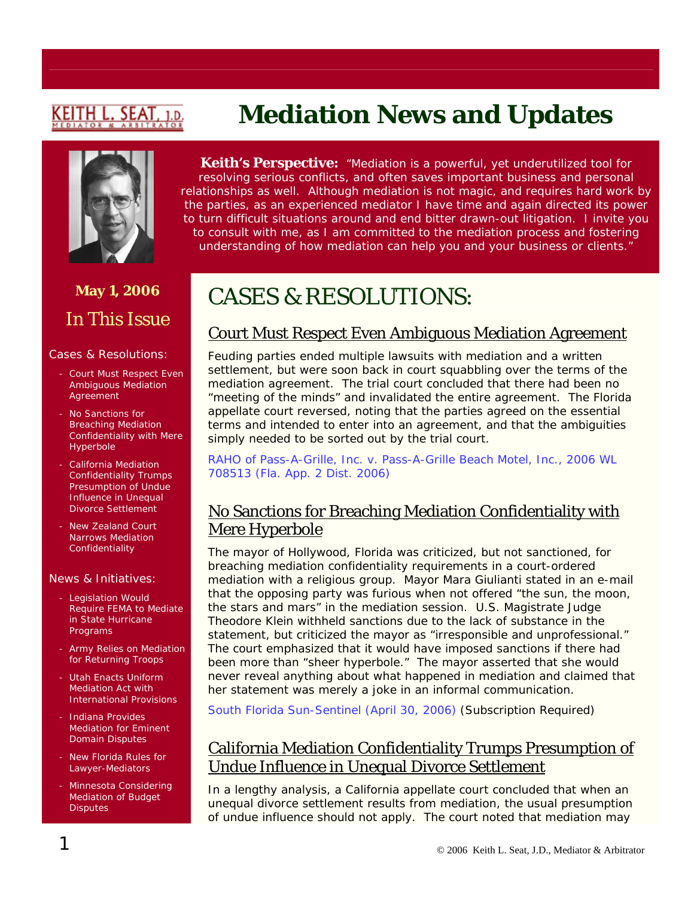KEITH L. SEAT, J.D.
MEDIATOR & ARBITRATOR

# Mediation News and Updates

**Keith's Perspective:** "Mediation is a powerful, yet underutilized tool for resolving serious conflicts, and often saves important business and personal relationships as well. Although mediation is not magic, and requires hard work by the parties, as an experienced mediator I have time and again directed its power to turn difficult situations around and end bitter drawn-out litigation. I invite you to consult with me, as I am committed to the mediation process and fostering understanding of how mediation can help you and your business or clients."

**May 1, 2006**

## In This Issue

Cases & Resolutions:

- Court Must Respect Even Ambiguous Mediation Agreement
- No Sanctions for Breaching Mediation Confidentiality with Mere Hyperbole
- California Mediation Confidentiality Trumps Presumption of Undue Influence in Unequal Divorce Settlement
- New Zealand Court Narrows Mediation Confidentiality

News & Initiatives:

- Legislation Would Require FEMA to Mediate in State Hurricane Programs
- Army Relies on Mediation for Returning Troops
- Utah Enacts Uniform Mediation Act with International Provisions
- Indiana Provides Mediation for Eminent Domain Disputes
- New Florida Rules for Lawyer-Mediators
- Minnesota Considering Mediation of Budget Disputes

# CASES & RESOLUTIONS:

## Court Must Respect Even Ambiguous Mediation Agreement

Feuding parties ended multiple lawsuits with mediation and a written settlement, but were soon back in court squabbling over the terms of the mediation agreement. The trial court concluded that there had been no "meeting of the minds" and invalidated the entire agreement. The Florida appellate court reversed, noting that the parties agreed on the essential terms and intended to enter into an agreement, and that the ambiguities simply needed to be sorted out by the trial court.

RAHO of Pass-A-Grille, Inc. v. Pass-A-Grille Beach Motel, Inc., 2006 WL 708513 (Fla. App. 2 Dist. 2006)

## No Sanctions for Breaching Mediation Confidentiality with Mere Hyperbole

The mayor of Hollywood, Florida was criticized, but not sanctioned, for breaching mediation confidentiality requirements in a court-ordered mediation with a religious group. Mayor Mara Giulianti stated in an e-mail that the opposing party was furious when not offered "the sun, the moon, the stars and mars" in the mediation session. U.S. Magistrate Judge Theodore Klein withheld sanctions due to the lack of substance in the statement, but criticized the mayor as "irresponsible and unprofessional." The court emphasized that it would have imposed sanctions if there had been more than "sheer hyperbole." The mayor asserted that she would never reveal anything about what happened in mediation and claimed that her statement was merely a joke in an informal communication.

South Florida Sun-Sentinel (April 30, 2006) (Subscription Required)

## California Mediation Confidentiality Trumps Presumption of Undue Influence in Unequal Divorce Settlement

In a lengthy analysis, a California appellate court concluded that when an unequal divorce settlement results from mediation, the usual presumption of undue influence should not apply. The court noted that mediation may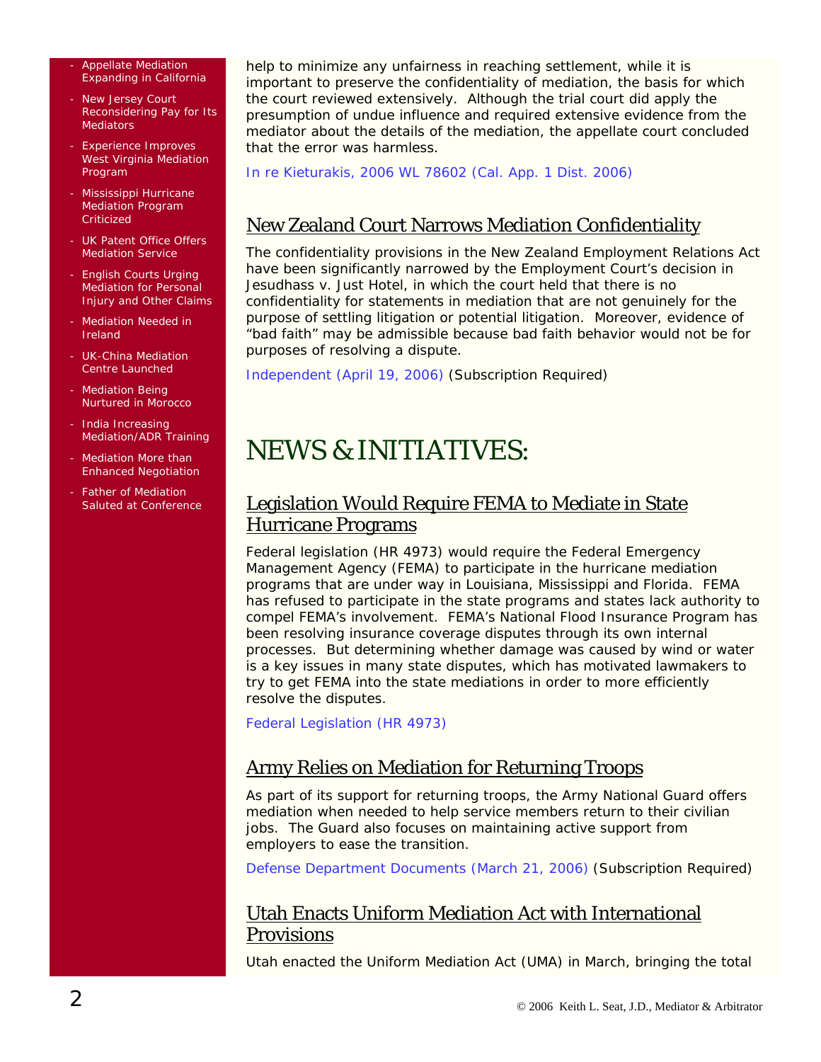- Appellate Mediation Expanding in California
- New Jersey Court Reconsidering Pay for Its Mediators
- Experience Improves West Virginia Mediation Program
- Mississippi Hurricane Mediation Program Criticized
- UK Patent Office Offers Mediation Service
- English Courts Urging Mediation for Personal Injury and Other Claims
- Mediation Needed in Ireland
- UK-China Mediation Centre Launched
- Mediation Being Nurtured in Morocco
- India Increasing Mediation/ADR Training
- Mediation More than Enhanced Negotiation
- Father of Mediation Saluted at Conference

help to minimize any unfairness in reaching settlement, while it is important to preserve the confidentiality of mediation, the basis for which the court reviewed extensively. Although the trial court did apply the presumption of undue influence and required extensive evidence from the mediator about the details of the mediation, the appellate court concluded that the error was harmless.

In re Kieturakis, 2006 WL 78602 (Cal. App. 1 Dist. 2006)

## New Zealand Court Narrows Mediation Confidentiality

The confidentiality provisions in the New Zealand Employment Relations Act have been significantly narrowed by the Employment Court's decision in Jesudhass v. Just Hotel, in which the court held that there is no confidentiality for statements in mediation that are not genuinely for the purpose of settling litigation or potential litigation. Moreover, evidence of "bad faith" may be admissible because bad faith behavior would not be for purposes of resolving a dispute.

Independent (April 19, 2006) (Subscription Required)

# NEWS & INITIATIVES:

## Legislation Would Require FEMA to Mediate in State Hurricane Programs

Federal legislation (HR 4973) would require the Federal Emergency Management Agency (FEMA) to participate in the hurricane mediation programs that are under way in Louisiana, Mississippi and Florida. FEMA has refused to participate in the state programs and states lack authority to compel FEMA's involvement. FEMA's National Flood Insurance Program has been resolving insurance coverage disputes through its own internal processes. But determining whether damage was caused by wind or water is a key issues in many state disputes, which has motivated lawmakers to try to get FEMA into the state mediations in order to more efficiently resolve the disputes.

Federal Legislation (HR 4973)

## Army Relies on Mediation for Returning Troops

As part of its support for returning troops, the Army National Guard offers mediation when needed to help service members return to their civilian jobs. The Guard also focuses on maintaining active support from employers to ease the transition.

Defense Department Documents (March 21, 2006) (Subscription Required)

## Utah Enacts Uniform Mediation Act with International Provisions

Utah enacted the Uniform Mediation Act (UMA) in March, bringing the total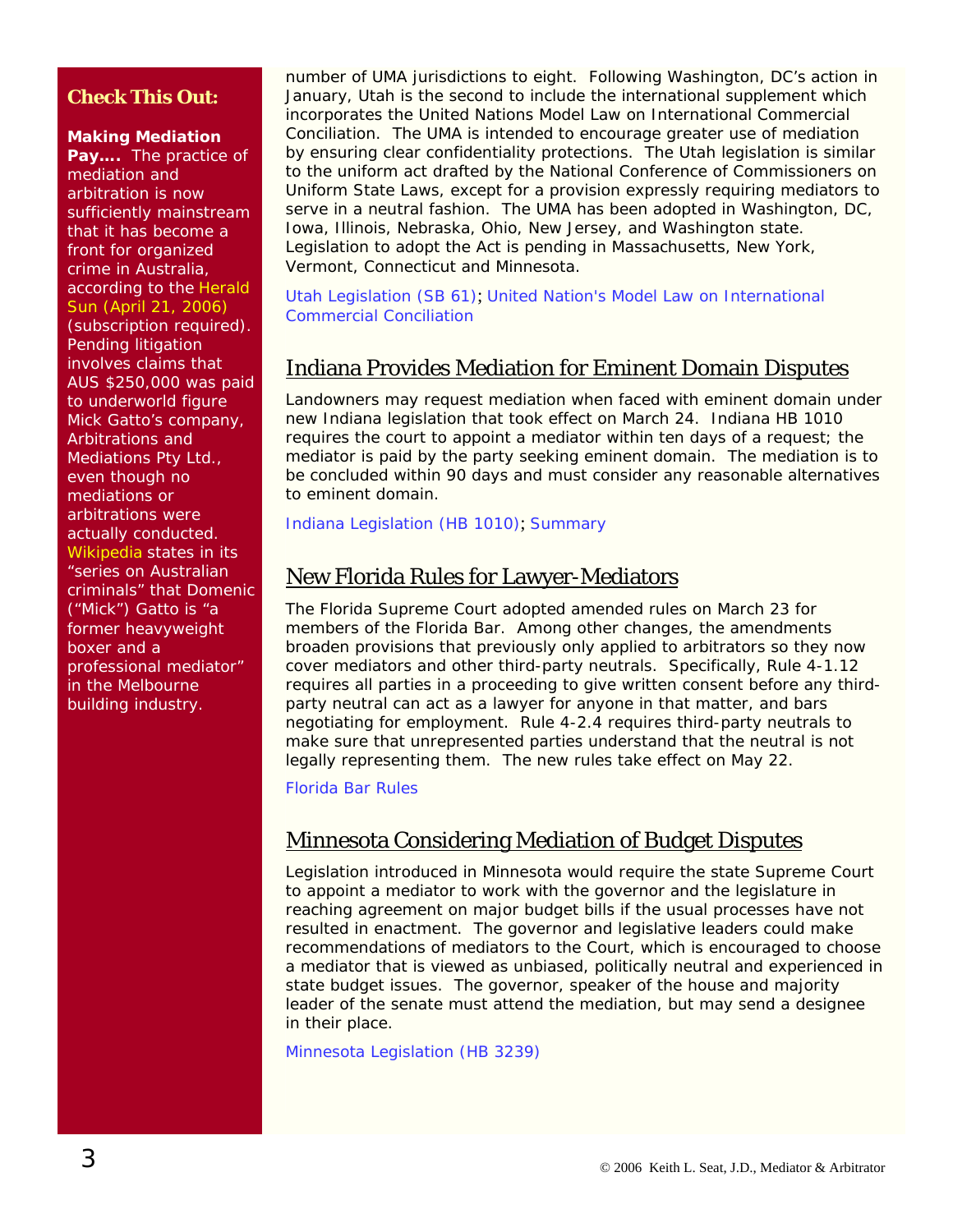**Check This Out:**

**Making Mediation Pay….** The practice of mediation and arbitration is now sufficiently mainstream that it has become a front for organized crime in Australia, according to the Herald Sun (April 21, 2006) (subscription required). Pending litigation involves claims that AUS $250,000 was paid to underworld figure Mick Gatto's company, Arbitrations and Mediations Pty Ltd., even though no mediations or arbitrations were actually conducted. Wikipedia states in its "series on Australian criminals" that Domenic ("Mick") Gatto is "a former heavyweight boxer and a professional mediator" in the Melbourne building industry.

number of UMA jurisdictions to eight. Following Washington, DC's action in January, Utah is the second to include the international supplement which incorporates the United Nations Model Law on International Commercial Conciliation. The UMA is intended to encourage greater use of mediation by ensuring clear confidentiality protections. The Utah legislation is similar to the uniform act drafted by the National Conference of Commissioners on Uniform State Laws, except for a provision expressly requiring mediators to serve in a neutral fashion. The UMA has been adopted in Washington, DC, Iowa, Illinois, Nebraska, Ohio, New Jersey, and Washington state. Legislation to adopt the Act is pending in Massachusetts, New York, Vermont, Connecticut and Minnesota.

Utah Legislation (SB 61); United Nation's Model Law on International Commercial Conciliation

## Indiana Provides Mediation for Eminent Domain Disputes

Landowners may request mediation when faced with eminent domain under new Indiana legislation that took effect on March 24. Indiana HB 1010 requires the court to appoint a mediator within ten days of a request; the mediator is paid by the party seeking eminent domain. The mediation is to be concluded within 90 days and must consider any reasonable alternatives to eminent domain.

Indiana Legislation (HB 1010); Summary

## New Florida Rules for Lawyer-Mediators

The Florida Supreme Court adopted amended rules on March 23 for members of the Florida Bar. Among other changes, the amendments broaden provisions that previously only applied to arbitrators so they now cover mediators and other third-party neutrals. Specifically, Rule 4-1.12 requires all parties in a proceeding to give written consent before any third-party neutral can act as a lawyer for anyone in that matter, and bars negotiating for employment. Rule 4-2.4 requires third-party neutrals to make sure that unrepresented parties understand that the neutral is not legally representing them. The new rules take effect on May 22.

Florida Bar Rules

## Minnesota Considering Mediation of Budget Disputes

Legislation introduced in Minnesota would require the state Supreme Court to appoint a mediator to work with the governor and the legislature in reaching agreement on major budget bills if the usual processes have not resulted in enactment. The governor and legislative leaders could make recommendations of mediators to the Court, which is encouraged to choose a mediator that is viewed as unbiased, politically neutral and experienced in state budget issues. The governor, speaker of the house and majority leader of the senate must attend the mediation, but may send a designee in their place.

Minnesota Legislation (HB 3239)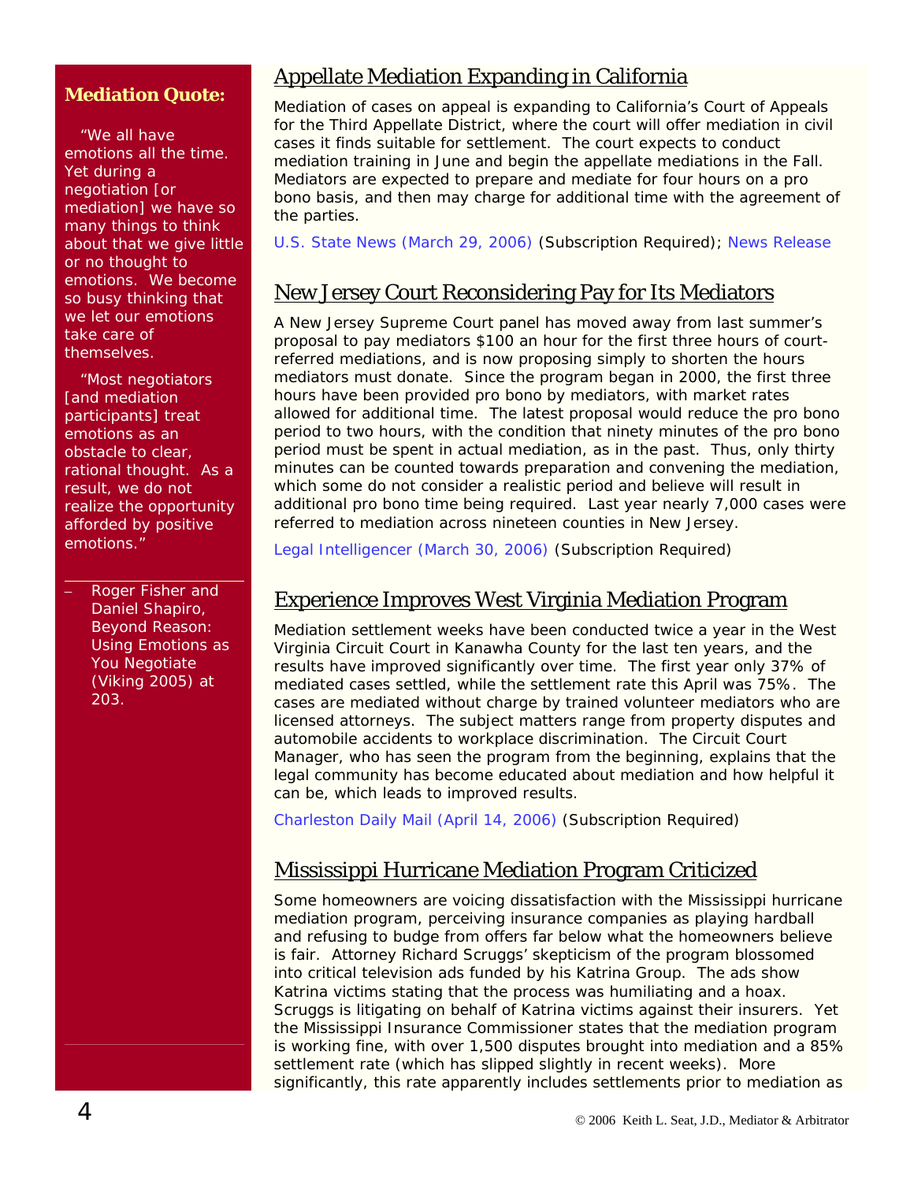**Mediation Quote:**

"We all have emotions all the time. Yet during a negotiation [or mediation] we have so many things to think about that we give little or no thought to emotions. We become so busy thinking that we let our emotions take care of themselves.

"Most negotiators [and mediation participants] treat emotions as an obstacle to clear, rational thought. As a result, we do not realize the opportunity afforded by positive emotions."

– Roger Fisher and Daniel Shapiro, Beyond Reason: Using Emotions as You Negotiate (Viking 2005) at 203.

## Appellate Mediation Expanding in California

Mediation of cases on appeal is expanding to California's Court of Appeals for the Third Appellate District, where the court will offer mediation in civil cases it finds suitable for settlement. The court expects to conduct mediation training in June and begin the appellate mediations in the Fall. Mediators are expected to prepare and mediate for four hours on a pro bono basis, and then may charge for additional time with the agreement of the parties.

U.S. State News (March 29, 2006) (Subscription Required); News Release

## New Jersey Court Reconsidering Pay for Its Mediators

A New Jersey Supreme Court panel has moved away from last summer's proposal to pay mediators $100 an hour for the first three hours of court-referred mediations, and is now proposing simply to shorten the hours mediators must donate. Since the program began in 2000, the first three hours have been provided pro bono by mediators, with market rates allowed for additional time. The latest proposal would reduce the pro bono period to two hours, with the condition that ninety minutes of the pro bono period must be spent in actual mediation, as in the past. Thus, only thirty minutes can be counted towards preparation and convening the mediation, which some do not consider a realistic period and believe will result in additional pro bono time being required. Last year nearly 7,000 cases were referred to mediation across nineteen counties in New Jersey.

Legal Intelligencer (March 30, 2006) (Subscription Required)

## Experience Improves West Virginia Mediation Program

Mediation settlement weeks have been conducted twice a year in the West Virginia Circuit Court in Kanawha County for the last ten years, and the results have improved significantly over time. The first year only 37% of mediated cases settled, while the settlement rate this April was 75%. The cases are mediated without charge by trained volunteer mediators who are licensed attorneys. The subject matters range from property disputes and automobile accidents to workplace discrimination. The Circuit Court Manager, who has seen the program from the beginning, explains that the legal community has become educated about mediation and how helpful it can be, which leads to improved results.

Charleston Daily Mail (April 14, 2006) (Subscription Required)

## Mississippi Hurricane Mediation Program Criticized

Some homeowners are voicing dissatisfaction with the Mississippi hurricane mediation program, perceiving insurance companies as playing hardball and refusing to budge from offers far below what the homeowners believe is fair. Attorney Richard Scruggs' skepticism of the program blossomed into critical television ads funded by his Katrina Group. The ads show Katrina victims stating that the process was humiliating and a hoax. Scruggs is litigating on behalf of Katrina victims against their insurers. Yet the Mississippi Insurance Commissioner states that the mediation program is working fine, with over 1,500 disputes brought into mediation and a 85% settlement rate (which has slipped slightly in recent weeks). More significantly, this rate apparently includes settlements prior to mediation as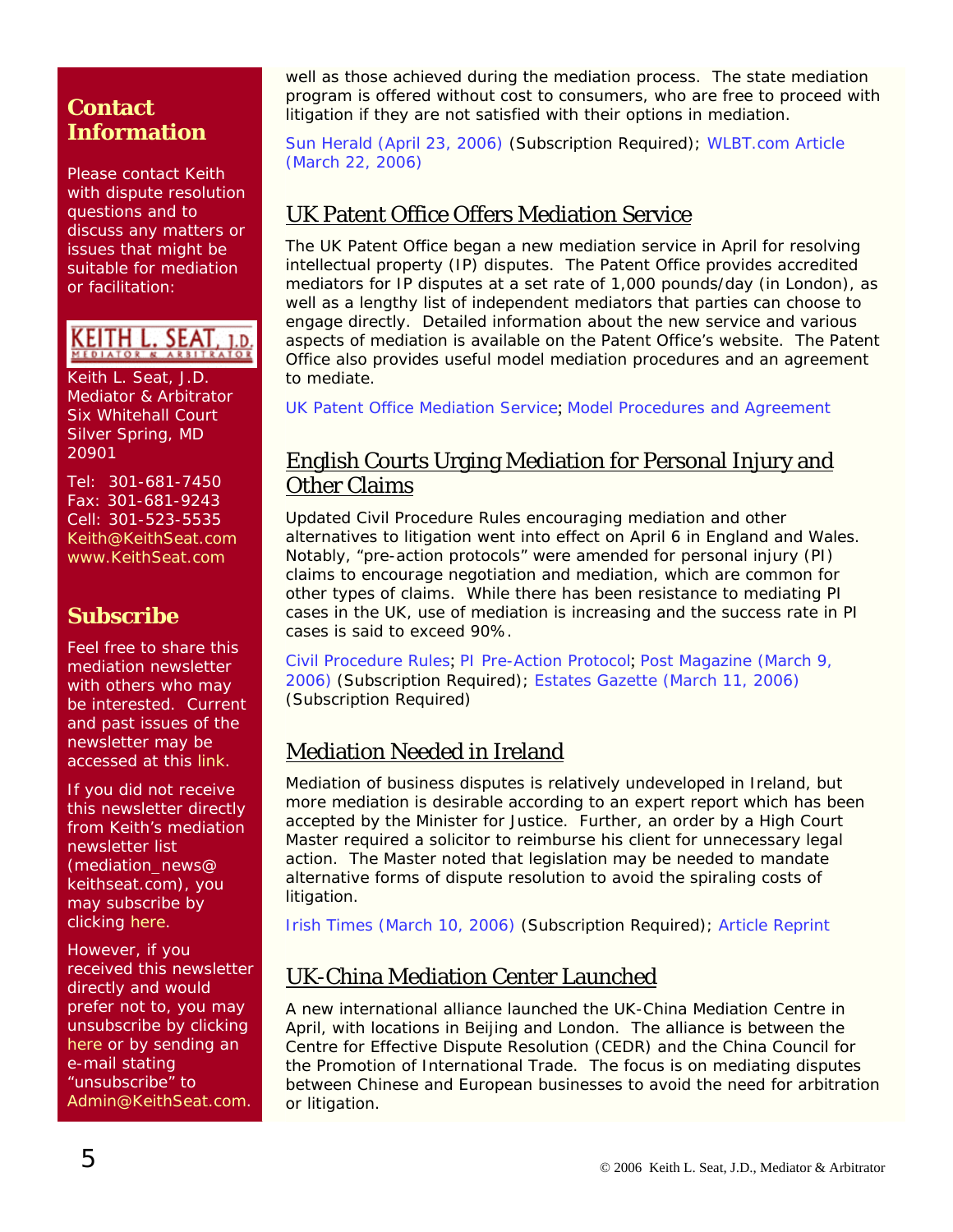well as those achieved during the mediation process. The state mediation program is offered without cost to consumers, who are free to proceed with litigation if they are not satisfied with their options in mediation.

Sun Herald (April 23, 2006) (Subscription Required); WLBT.com Article (March 22, 2006)

## UK Patent Office Offers Mediation Service

The UK Patent Office began a new mediation service in April for resolving intellectual property (IP) disputes. The Patent Office provides accredited mediators for IP disputes at a set rate of 1,000 pounds/day (in London), as well as a lengthy list of independent mediators that parties can choose to engage directly. Detailed information about the new service and various aspects of mediation is available on the Patent Office's website. The Patent Office also provides useful model mediation procedures and an agreement to mediate.

UK Patent Office Mediation Service; Model Procedures and Agreement

## English Courts Urging Mediation for Personal Injury and Other Claims

Updated Civil Procedure Rules encouraging mediation and other alternatives to litigation went into effect on April 6 in England and Wales. Notably, "pre-action protocols" were amended for personal injury (PI) claims to encourage negotiation and mediation, which are common for other types of claims. While there has been resistance to mediating PI cases in the UK, use of mediation is increasing and the success rate in PI cases is said to exceed 90%.

Civil Procedure Rules; PI Pre-Action Protocol; Post Magazine (March 9, 2006) (Subscription Required); Estates Gazette (March 11, 2006) (Subscription Required)

## Mediation Needed in Ireland

Mediation of business disputes is relatively undeveloped in Ireland, but more mediation is desirable according to an expert report which has been accepted by the Minister for Justice. Further, an order by a High Court Master required a solicitor to reimburse his client for unnecessary legal action. The Master noted that legislation may be needed to mandate alternative forms of dispute resolution to avoid the spiraling costs of litigation.

Irish Times (March 10, 2006) (Subscription Required); Article Reprint

## UK-China Mediation Center Launched

A new international alliance launched the UK-China Mediation Centre in April, with locations in Beijing and London. The alliance is between the Centre for Effective Dispute Resolution (CEDR) and the China Council for the Promotion of International Trade. The focus is on mediating disputes between Chinese and European businesses to avoid the need for arbitration or litigation.

## Contact Information

Please contact Keith with dispute resolution questions and to discuss any matters or issues that might be suitable for mediation or facilitation:

KEITH L. SEAT, J.D.
MEDIATOR & ARBITRATOR

Keith L. Seat, J.D.
Mediator & Arbitrator
Six Whitehall Court
Silver Spring, MD
20901

Tel: 301-681-7450
Fax: 301-681-9243
Cell: 301-523-5535
Keith@KeithSeat.com
www.KeithSeat.com

## Subscribe

Feel free to share this mediation newsletter with others who may be interested. Current and past issues of the newsletter may be accessed at this link.

If you did not receive this newsletter directly from Keith's mediation newsletter list (mediation_news@keithseat.com), you may subscribe by clicking here.

However, if you received this newsletter directly and would prefer not to, you may unsubscribe by clicking here or by sending an e-mail stating "unsubscribe" to Admin@KeithSeat.com.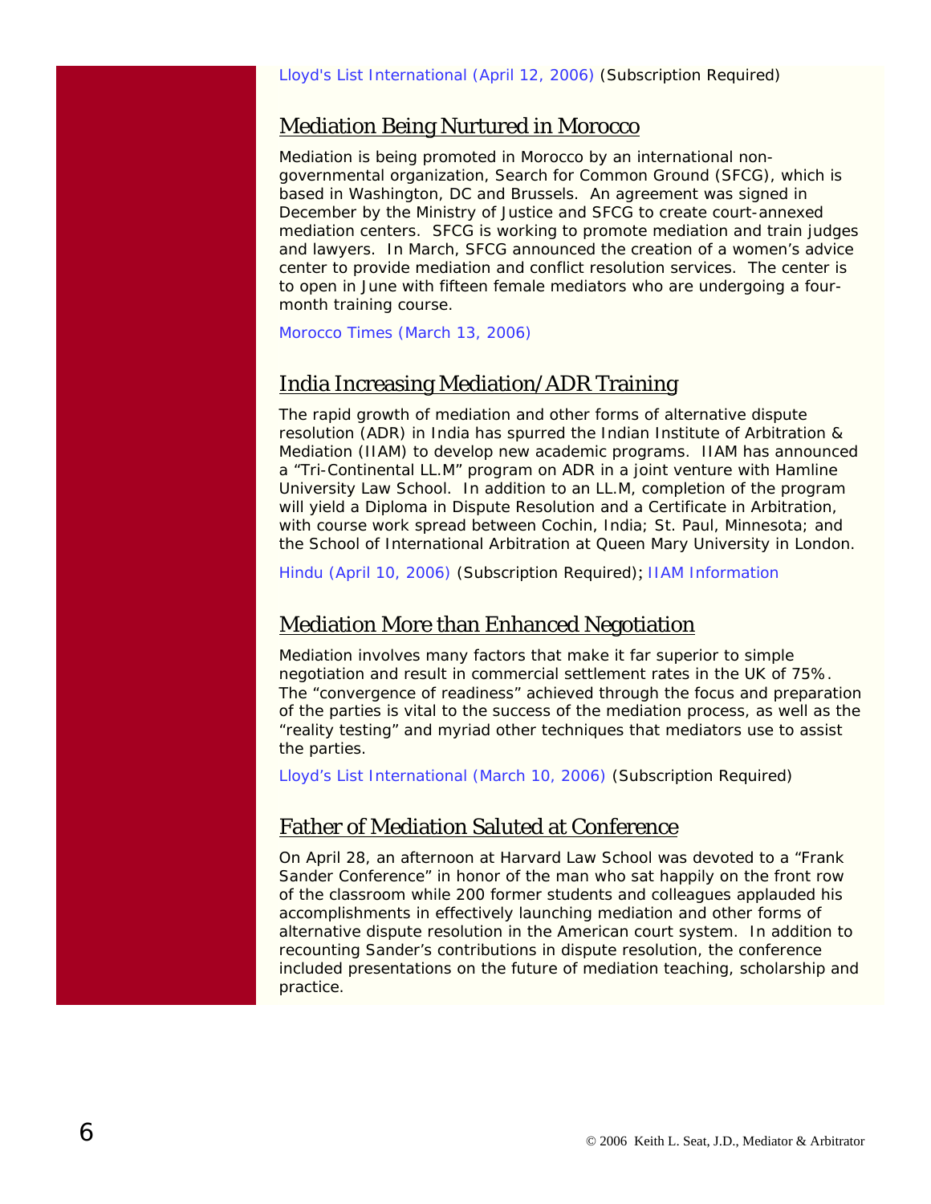Lloyd's List International (April 12, 2006) (Subscription Required)

## Mediation Being Nurtured in Morocco

Mediation is being promoted in Morocco by an international non-governmental organization, Search for Common Ground (SFCG), which is based in Washington, DC and Brussels. An agreement was signed in December by the Ministry of Justice and SFCG to create court-annexed mediation centers. SFCG is working to promote mediation and train judges and lawyers. In March, SFCG announced the creation of a women's advice center to provide mediation and conflict resolution services. The center is to open in June with fifteen female mediators who are undergoing a four-month training course.

Morocco Times (March 13, 2006)

## India Increasing Mediation/ADR Training

The rapid growth of mediation and other forms of alternative dispute resolution (ADR) in India has spurred the Indian Institute of Arbitration & Mediation (IIAM) to develop new academic programs. IIAM has announced a "Tri-Continental LL.M" program on ADR in a joint venture with Hamline University Law School. In addition to an LL.M, completion of the program will yield a Diploma in Dispute Resolution and a Certificate in Arbitration, with course work spread between Cochin, India; St. Paul, Minnesota; and the School of International Arbitration at Queen Mary University in London.

Hindu (April 10, 2006) (Subscription Required); IIAM Information

## Mediation More than Enhanced Negotiation

Mediation involves many factors that make it far superior to simple negotiation and result in commercial settlement rates in the UK of 75%. The "convergence of readiness" achieved through the focus and preparation of the parties is vital to the success of the mediation process, as well as the "reality testing" and myriad other techniques that mediators use to assist the parties.

Lloyd's List International (March 10, 2006) (Subscription Required)

## Father of Mediation Saluted at Conference

On April 28, an afternoon at Harvard Law School was devoted to a "Frank Sander Conference" in honor of the man who sat happily on the front row of the classroom while 200 former students and colleagues applauded his accomplishments in effectively launching mediation and other forms of alternative dispute resolution in the American court system. In addition to recounting Sander's contributions in dispute resolution, the conference included presentations on the future of mediation teaching, scholarship and practice.

© 2006 Keith L. Seat, J.D., Mediator & Arbitrator